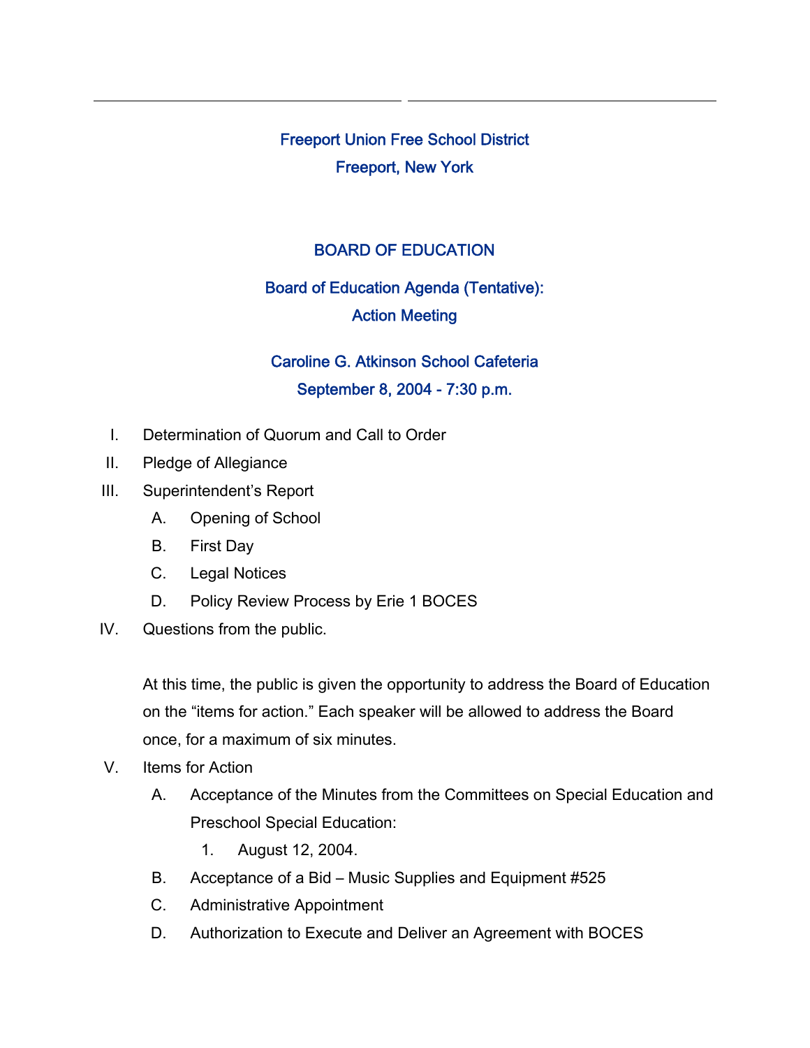# Freeport Union Free School District

## Freeport, New York

## BOARD OF EDUCATION

### Board of Education Agenda (Tentative): Action Meeting

### Caroline G. Atkinson School Cafeteria

### September 8, 2004 - 7:30 p.m.

I. Determination of Quorum and Call to Order

II. Pledge of Allegiance

III. Superintendent's Report

   A. Opening of School

   B. First Day

   C. Legal Notices

   D. Policy Review Process by Erie 1 BOCES

IV. Questions from the public.

   At this time, the public is given the opportunity to address the Board of Education on the "items for action." Each speaker will be allowed to address the Board once, for a maximum of six minutes.

V. Items for Action

   A. Acceptance of the Minutes from the Committees on Special Education and Preschool Special Education:

      1. August 12, 2004.

   B. Acceptance of a Bid – Music Supplies and Equipment #525

   C. Administrative Appointment

   D. Authorization to Execute and Deliver an Agreement with BOCES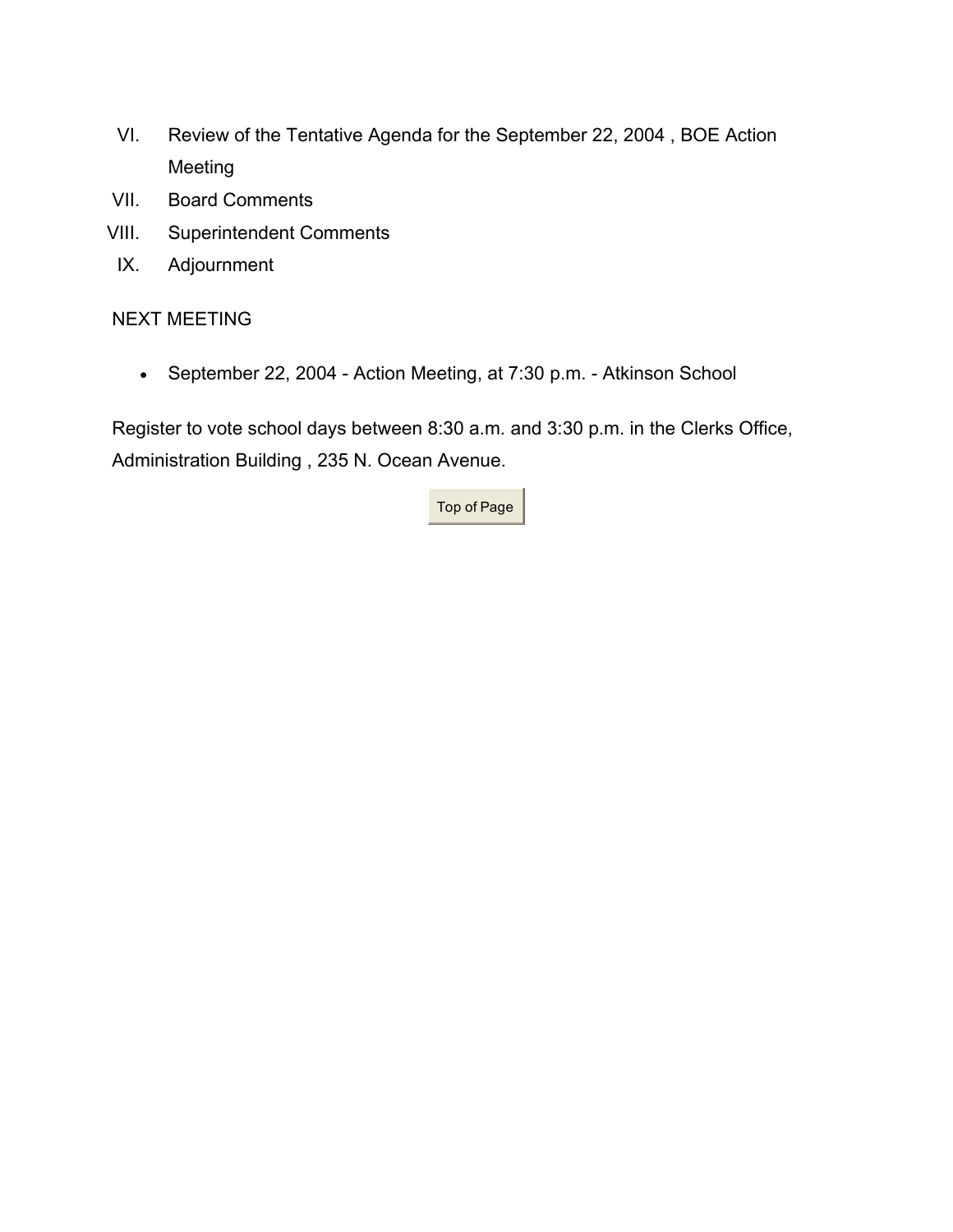VI. Review of the Tentative Agenda for the September 22, 2004 , BOE Action Meeting

VII. Board Comments

VIII. Superintendent Comments

IX. Adjournment

NEXT MEETING

- September 22, 2004 - Action Meeting, at 7:30 p.m. - Atkinson School

Register to vote school days between 8:30 a.m. and 3:30 p.m. in the Clerks Office, Administration Building , 235 N. Ocean Avenue.

Top of Page